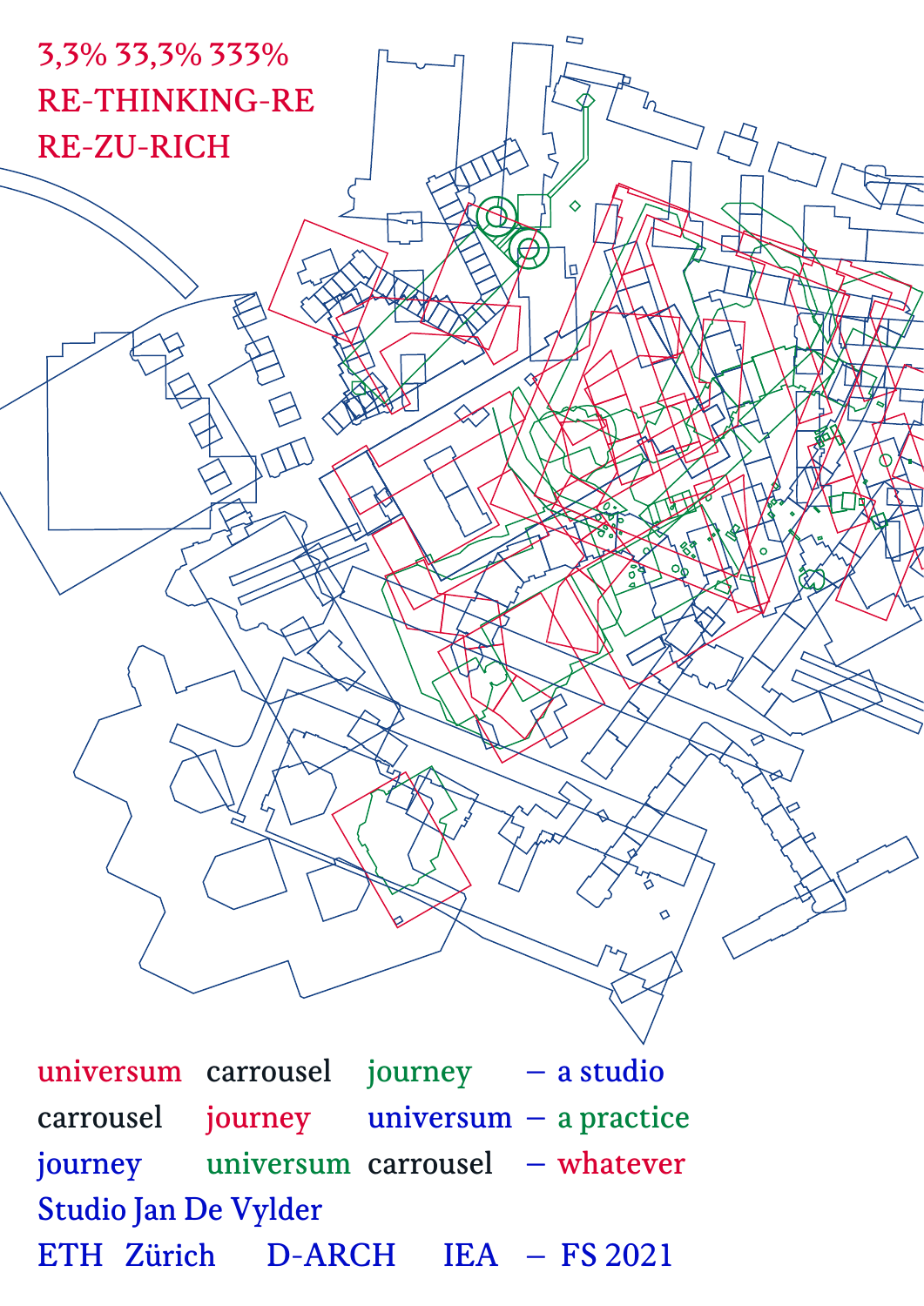3,3% 33,3% 333%

RE-THINKING-RE

RE-ZU-RICH

universum carrousel journey – a studio

carrousel journey universum – a practice

journey universum carrousel – whatever

Studio Jan De Vylder

ETH Zürich D-ARCH IEA – FS 2021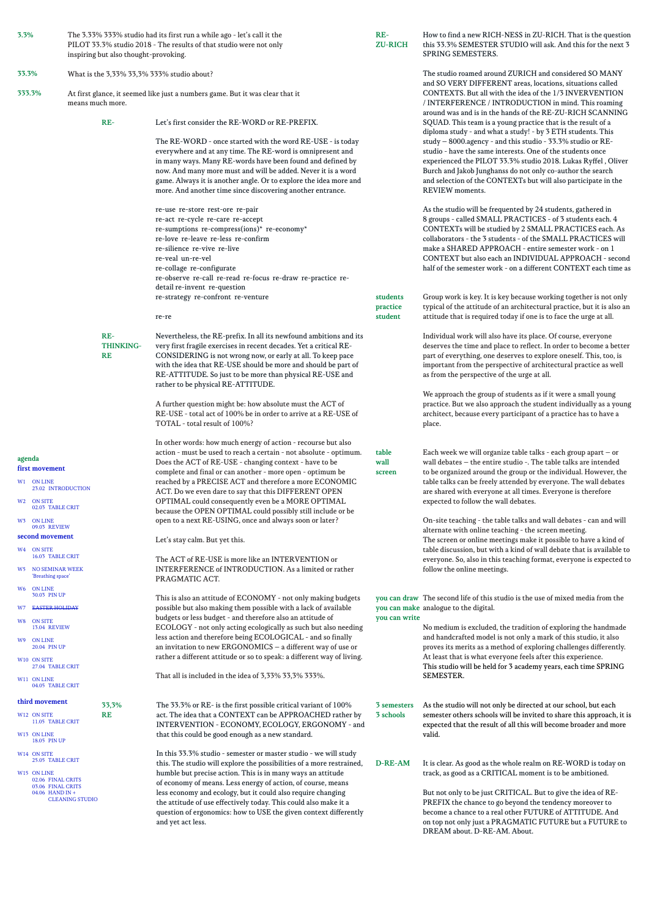**3.3%** The 3.33% 333% studio had its first run a while ago - let's call it the PILOT 33.3% studio 2018 - The results of that studio were not only inspiring but also thought-provoking.

**33.3%** What is the 3,33% 33,3% 333% studio about?

**333.3%** At first glance, it seemed like just a numbers game. But it was clear that it means much more.

**RE-**

Let's first consider the RE-WORD or RE-PREFIX.

The RE-WORD - once started with the word RE-USE - is today everywhere and at any time. The RE-word is omnipresent and in many ways. Many RE-words have been found and defined by now. And many more must and will be added. Never it is a word game. Always it is another angle. Or to explore the idea more and more. And another time since discovering another entrance.

re-use re-store rest-ore re-pair
re-act re-cycle re-care re-accept
re-sumptions re-compress(ions)* re-economy*
re-love re-leave re-less re-confirm
re-silience re-vive re-live
re-veal un-re-vel
re-collage re-configurate
re-observe re-call re-read re-focus re-draw re-practice re-detail re-invent re-question
re-strategy re-confront re-venture

re-re

**RE-THINKING-RE**

Nevertheless, the RE-prefix. In all its newfound ambitions and its very first fragile exercises in recent decades. Yet a critical RE-CONSIDERING is not wrong now, or early at all. To keep pace with the idea that RE-USE should be more and should be part of RE-ATTITUDE. So just to be more than physical RE-USE and rather to be physical RE-ATTITUDE.

A further question might be: how absolute must the ACT of RE-USE - total act of 100% be in order to arrive at a RE-USE of TOTAL - total result of 100%?

In other words: how much energy of action - recourse but also action - must be used to reach a certain - not absolute - optimum. Does the ACT of RE-USE - changing context - have to be complete and final or can another - more open - optimum be reached by a PRECISE ACT and therefore a more ECONOMIC ACT. Do we even dare to say that this DIFFERENT OPEN OPTIMAL could consequently even be a MORE OPTIMAL because the OPEN OPTIMAL could possibly still include or be open to a next RE-USING, once and always soon or later?

Let's stay calm. But yet this.

The ACT of RE-USE is more like an INTERVENTION or INTERFERENCE of INTRODUCTION. As a limited or rather PRAGMATIC ACT.

This is also an attitude of ECONOMY - not only making budgets possible but also making them possible with a lack of available budgets or less budget - and therefore also an attitude of ECOLOGY - not only acting ecologically as such but also needing less action and therefore being ECOLOGICAL - and so finally an invitation to new ERGONOMICS — a different way of use or rather a different attitude or so to speak: a different way of living.

That all is included in the idea of 3,33% 33,3% 333%.

**33,3% RE**

The 33.3% or RE- is the first possible critical variant of 100% act. The idea that a CONTEXT can be APPROACHED rather by INTERVENTION - ECONOMY, ECOLOGY, ERGONOMY - and that this could be good enough as a new standard.

In this 33.3% studio - semester or master studio - we will study this. The studio will explore the possibilities of a more restrained, humble but precise action. This is in many ways an attitude of economy of means. Less energy of action, of course, means less economy and ecology, but it could also require changing the attitude of use effectively today. This could also make it a question of ergonomics: how to USE the given context differently and yet act less.

**agenda**

**first movement**

- W1 ON LINE 23.02 INTRODUCTION
- W2 ON SITE 02.03 TABLE CRIT
- W3 ON LINE 09.03 REVIEW

**second movement**

- W4 ON SITE 16.03 TABLE CRIT
- W5 NO SEMINAR WEEK 'Breathing space'
- W6 ON LINE 30.03 PIN UP
- W7 ~~EASTER HOLIDAY~~
- W8 ON SITE 13.04 REVIEW
- W9 ON LINE 20.04 PIN UP
- W10 ON SITE 27.04 TABLE CRIT
- W11 ON LINE 04.05 TABLE CRIT

**third movement**

- W12 ON SITE 11.05 TABLE CRIT
- W13 ON LINE 18.05 PIN UP
- W14 ON SITE 25.05 TABLE CRIT
- W15 ON LINE 02.06 FINAL CRITS, 03.06 FINAL CRITS, 04.06 HAND IN + CLEANING STUDIO

**RE-ZU-RICH**

How to find a new RICH-NESS in ZU-RICH. That is the question this 33.3% SEMESTER STUDIO will ask. And this for the next 3 SPRING SEMESTERS.

The studio roamed around ZURICH and considered SO MANY and SO VERY DIFFERENT areas, locations, situations called CONTEXTS. But all with the idea of the 1/3 INVERVENTION / INTERFERENCE / INTRODUCTION in mind. This roaming around was and is in the hands of the RE-ZU-RICH SCANNING SQUAD. This team is a young practice that is the result of a diploma study - and what a study! - by 3 ETH students. This study – 8000.agency - and this studio - 33.3% studio or RE-studio - have the same interests. One of the students once experienced the PILOT 33.3% studio 2018. Lukas Ryffel , Oliver Burch and Jakob Junghanss do not only co-author the search and selection of the CONTEXTs but will also participate in the REVIEW moments.

As the studio will be frequented by 24 students, gathered in 8 groups - called SMALL PRACTICES - of 3 students each. 4 CONTEXTs will be studied by 2 SMALL PRACTICES each. As collaborators - the 3 students - of the SMALL PRACTICES will make a SHARED APPROACH - entire semester work - on 1 CONTEXT but also each an INDIVIDUAL APPROACH - second half of the semester work - on a different CONTEXT each time as

**students practice student**

Group work is key. It is key because working together is not only typical of the attitude of an architectural practice, but it is also an attitude that is required today if one is to face the urge at all.

Individual work will also have its place. Of course, everyone deserves the time and place to reflect. In order to become a better part of everything, one deserves to explore oneself. This, too, is important from the perspective of architectural practice as well as from the perspective of the urge at all.

We approach the group of students as if it were a small young practice. But we also approach the student individually as a young architect, because every participant of a practice has to have a place.

**table wall screen**

Each week we will organize table talks - each group apart — or wall debates — the entire studio -. The table talks are intended to be organized around the group or the individual. However, the table talks can be freely attended by everyone. The wall debates are shared with everyone at all times. Everyone is therefore expected to follow the wall debates.

On-site teaching - the table talks and wall debates - can and will alternate with online teaching - the screen meeting.
The screen or online meetings make it possible to have a kind of table discussion, but with a kind of wall debate that is available to everyone. So, also in this teaching format, everyone is expected to follow the online meetings.

**you can draw you can make you can write**

The second life of this studio is the use of mixed media from the analogue to the digital.

No medium is excluded, the tradition of exploring the handmade and handcrafted model is not only a mark of this studio, it also proves its merits as a method of exploring challenges differently. At least that is what everyone feels after this experience.
This studio will be held for 3 academy years, each time SPRING SEMESTER.

**3 semesters 3 schools**

As the studio will not only be directed at our school, but each semester others schools will be invited to share this approach, it is expected that the result of all this will become broader and more valid.

**D-RE-AM**

It is clear. As good as the whole realm on RE-WORD is today on track, as good as a CRITICAL moment is to be ambitioned.

But not only to be just CRITICAL. But to give the idea of RE-PREFIX the chance to go beyond the tendency moreover to become a chance to a real other FUTURE of ATTITUDE. And on top not only just a PRAGMATIC FUTURE but a FUTURE to DREAM about. D-RE-AM. About.